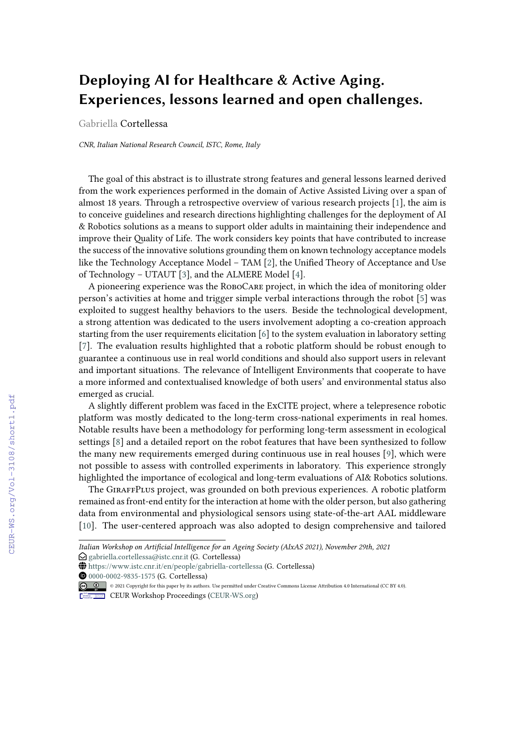# Deploying AI for Healthcare & Active Aging. Experiences, lessons learned and open challenges.

Gabriella Cortellessa

*CNR, Italian National Research Council, ISTC, Rome, Italy*

The goal of this abstract is to illustrate strong features and general lessons learned derived from the work experiences performed in the domain of Active Assisted Living over a span of almost 18 years. Through a retrospective overview of various research projects [1], the aim is to conceive guidelines and research directions highlighting challenges for the deployment of AI & Robotics solutions as a means to support older adults in maintaining their independence and improve their Quality of Life. The work considers key points that have contributed to increase the success of the innovative solutions grounding them on known technology acceptance models like the Technology Acceptance Model – TAM [2], the Unified Theory of Acceptance and Use of Technology – UTAUT [3], and the ALMERE Model [4].

A pioneering experience was the RoboCare project, in which the idea of monitoring older person's activities at home and trigger simple verbal interactions through the robot [5] was exploited to suggest healthy behaviors to the users. Beside the technological development, a strong attention was dedicated to the users involvement adopting a co-creation approach starting from the user requirements elicitation [6] to the system evaluation in laboratory setting [7]. The evaluation results highlighted that a robotic platform should be robust enough to guarantee a continuous use in real world conditions and should also support users in relevant and important situations. The relevance of Intelligent Environments that cooperate to have a more informed and contextualised knowledge of both users' and environmental status also emerged as crucial.

A slightly different problem was faced in the ExCITE project, where a telepresence robotic platform was mostly dedicated to the long-term cross-national experiments in real homes. Notable results have been a methodology for performing long-term assessment in ecological settings [8] and a detailed report on the robot features that have been synthesized to follow the many new requirements emerged during continuous use in real houses [9], which were not possible to assess with controlled experiments in laboratory. This experience strongly highlighted the importance of ecological and long-term evaluations of AI& Robotics solutions.

The GiraffPlus project, was grounded on both previous experiences. A robotic platform remained as front-end entity for the interaction at home with the older person, but also gathering data from environmental and physiological sensors using state-of-the-art AAL middleware [10]. The user-centered approach was also adopted to design comprehensive and tailored

---

*Italian Workshop on Artificial Intelligence for an Ageing Society (AIxAS 2021), November 29th, 2021*
gabriella.cortellessa@istc.cnr.it (G. Cortellessa)
https://www.istc.cnr.it/en/people/gabriella-cortellessa (G. Cortellessa)
0000-0002-9835-1575 (G. Cortellessa)
© 2021 Copyright for this paper by its authors. Use permitted under Creative Commons License Attribution 4.0 International (CC BY 4.0).
CEUR Workshop Proceedings (CEUR-WS.org)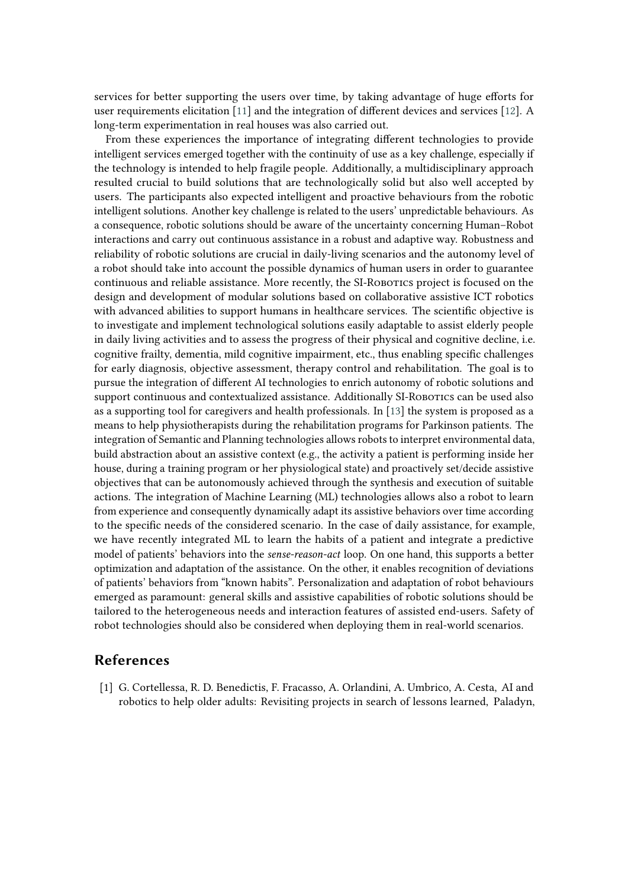services for better supporting the users over time, by taking advantage of huge efforts for user requirements elicitation [11] and the integration of different devices and services [12]. A long-term experimentation in real houses was also carried out.

From these experiences the importance of integrating different technologies to provide intelligent services emerged together with the continuity of use as a key challenge, especially if the technology is intended to help fragile people. Additionally, a multidisciplinary approach resulted crucial to build solutions that are technologically solid but also well accepted by users. The participants also expected intelligent and proactive behaviours from the robotic intelligent solutions. Another key challenge is related to the users' unpredictable behaviours. As a consequence, robotic solutions should be aware of the uncertainty concerning Human–Robot interactions and carry out continuous assistance in a robust and adaptive way. Robustness and reliability of robotic solutions are crucial in daily-living scenarios and the autonomy level of a robot should take into account the possible dynamics of human users in order to guarantee continuous and reliable assistance. More recently, the SI-Robotics project is focused on the design and development of modular solutions based on collaborative assistive ICT robotics with advanced abilities to support humans in healthcare services. The scientific objective is to investigate and implement technological solutions easily adaptable to assist elderly people in daily living activities and to assess the progress of their physical and cognitive decline, i.e. cognitive frailty, dementia, mild cognitive impairment, etc., thus enabling specific challenges for early diagnosis, objective assessment, therapy control and rehabilitation. The goal is to pursue the integration of different AI technologies to enrich autonomy of robotic solutions and support continuous and contextualized assistance. Additionally SI-Robotics can be used also as a supporting tool for caregivers and health professionals. In [13] the system is proposed as a means to help physiotherapists during the rehabilitation programs for Parkinson patients. The integration of Semantic and Planning technologies allows robots to interpret environmental data, build abstraction about an assistive context (e.g., the activity a patient is performing inside her house, during a training program or her physiological state) and proactively set/decide assistive objectives that can be autonomously achieved through the synthesis and execution of suitable actions. The integration of Machine Learning (ML) technologies allows also a robot to learn from experience and consequently dynamically adapt its assistive behaviors over time according to the specific needs of the considered scenario. In the case of daily assistance, for example, we have recently integrated ML to learn the habits of a patient and integrate a predictive model of patients' behaviors into the *sense-reason-act* loop. On one hand, this supports a better optimization and adaptation of the assistance. On the other, it enables recognition of deviations of patients' behaviors from "known habits". Personalization and adaptation of robot behaviours emerged as paramount: general skills and assistive capabilities of robotic solutions should be tailored to the heterogeneous needs and interaction features of assisted end-users. Safety of robot technologies should also be considered when deploying them in real-world scenarios.

## References

[1] G. Cortellessa, R. D. Benedictis, F. Fracasso, A. Orlandini, A. Umbrico, A. Cesta, AI and robotics to help older adults: Revisiting projects in search of lessons learned, Paladyn,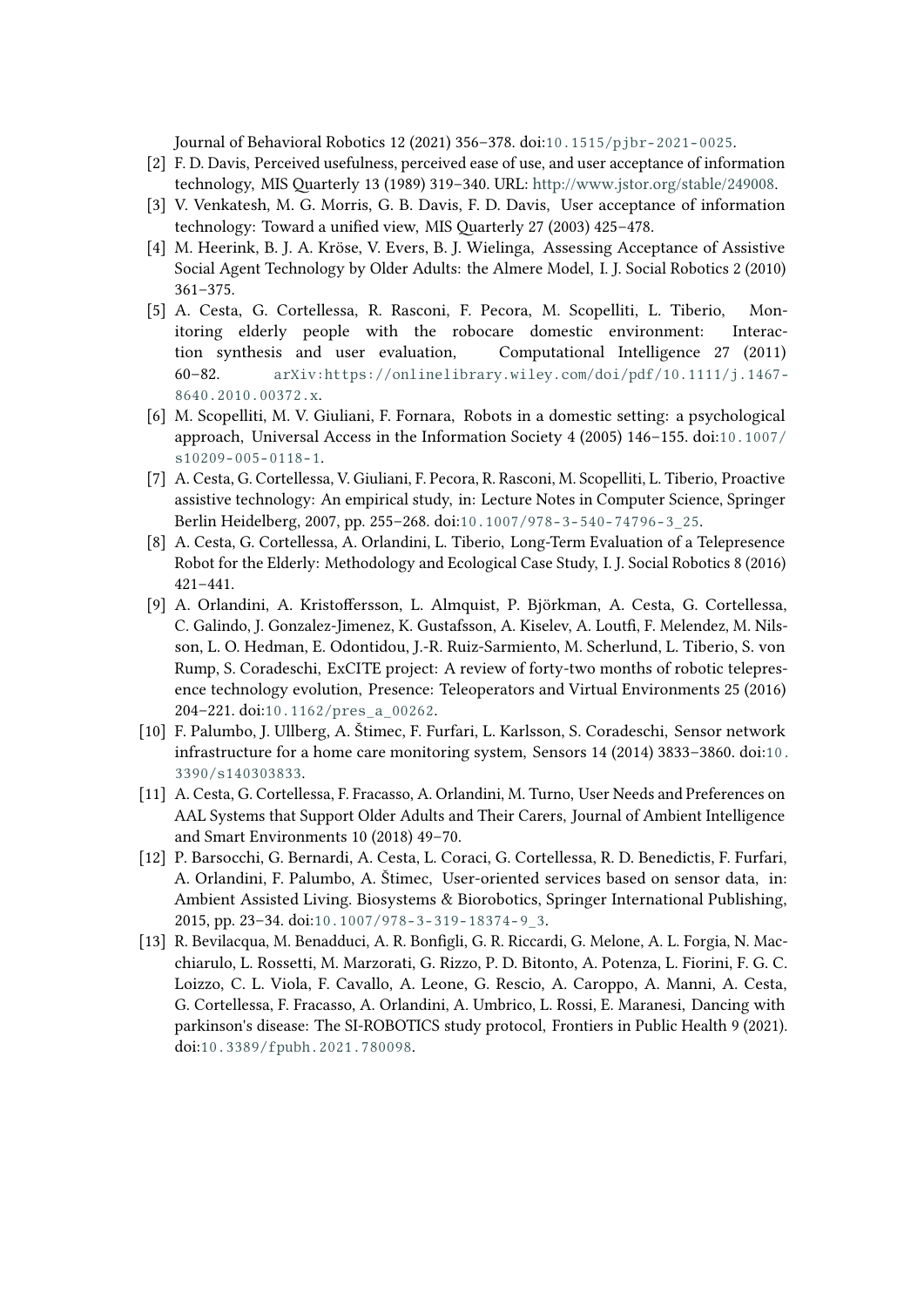Journal of Behavioral Robotics 12 (2021) 356–378. doi:10.1515/pjbr-2021-0025.

[2] F. D. Davis, Perceived usefulness, perceived ease of use, and user acceptance of information technology, MIS Quarterly 13 (1989) 319–340. URL: http://www.jstor.org/stable/249008.

[3] V. Venkatesh, M. G. Morris, G. B. Davis, F. D. Davis, User acceptance of information technology: Toward a unified view, MIS Quarterly 27 (2003) 425–478.

[4] M. Heerink, B. J. A. Kröse, V. Evers, B. J. Wielinga, Assessing Acceptance of Assistive Social Agent Technology by Older Adults: the Almere Model, I. J. Social Robotics 2 (2010) 361–375.

[5] A. Cesta, G. Cortellessa, R. Rasconi, F. Pecora, M. Scopelliti, L. Tiberio, Monitoring elderly people with the robocare domestic environment: Interaction synthesis and user evaluation, Computational Intelligence 27 (2011) 60–82. arXiv:https://onlinelibrary.wiley.com/doi/pdf/10.1111/j.1467-8640.2010.00372.x.

[6] M. Scopelliti, M. V. Giuliani, F. Fornara, Robots in a domestic setting: a psychological approach, Universal Access in the Information Society 4 (2005) 146–155. doi:10.1007/s10209-005-0118-1.

[7] A. Cesta, G. Cortellessa, V. Giuliani, F. Pecora, R. Rasconi, M. Scopelliti, L. Tiberio, Proactive assistive technology: An empirical study, in: Lecture Notes in Computer Science, Springer Berlin Heidelberg, 2007, pp. 255–268. doi:10.1007/978-3-540-74796-3_25.

[8] A. Cesta, G. Cortellessa, A. Orlandini, L. Tiberio, Long-Term Evaluation of a Telepresence Robot for the Elderly: Methodology and Ecological Case Study, I. J. Social Robotics 8 (2016) 421–441.

[9] A. Orlandini, A. Kristoffersson, L. Almquist, P. Björkman, A. Cesta, G. Cortellessa, C. Galindo, J. Gonzalez-Jimenez, K. Gustafsson, A. Kiselev, A. Loutfi, F. Melendez, M. Nilsson, L. O. Hedman, E. Odontidou, J.-R. Ruiz-Sarmiento, M. Scherlund, L. Tiberio, S. von Rump, S. Coradeschi, ExCITE project: A review of forty-two months of robotic telepresence technology evolution, Presence: Teleoperators and Virtual Environments 25 (2016) 204–221. doi:10.1162/pres_a_00262.

[10] F. Palumbo, J. Ullberg, A. Štimec, F. Furfari, L. Karlsson, S. Coradeschi, Sensor network infrastructure for a home care monitoring system, Sensors 14 (2014) 3833–3860. doi:10.3390/s140303833.

[11] A. Cesta, G. Cortellessa, F. Fracasso, A. Orlandini, M. Turno, User Needs and Preferences on AAL Systems that Support Older Adults and Their Carers, Journal of Ambient Intelligence and Smart Environments 10 (2018) 49–70.

[12] P. Barsocchi, G. Bernardi, A. Cesta, L. Coraci, G. Cortellessa, R. D. Benedictis, F. Furfari, A. Orlandini, F. Palumbo, A. Štimec, User-oriented services based on sensor data, in: Ambient Assisted Living. Biosystems & Biorobotics, Springer International Publishing, 2015, pp. 23–34. doi:10.1007/978-3-319-18374-9_3.

[13] R. Bevilacqua, M. Benadduci, A. R. Bonfigli, G. R. Riccardi, G. Melone, A. L. Forgia, N. Macchiarulo, L. Rossetti, M. Marzorati, G. Rizzo, P. D. Bitonto, A. Potenza, L. Fiorini, F. G. C. Loizzo, C. L. Viola, F. Cavallo, A. Leone, G. Rescio, A. Caroppo, A. Manni, A. Cesta, G. Cortellessa, F. Fracasso, A. Orlandini, A. Umbrico, L. Rossi, E. Maranesi, Dancing with parkinson's disease: The SI-ROBOTICS study protocol, Frontiers in Public Health 9 (2021). doi:10.3389/fpubh.2021.780098.